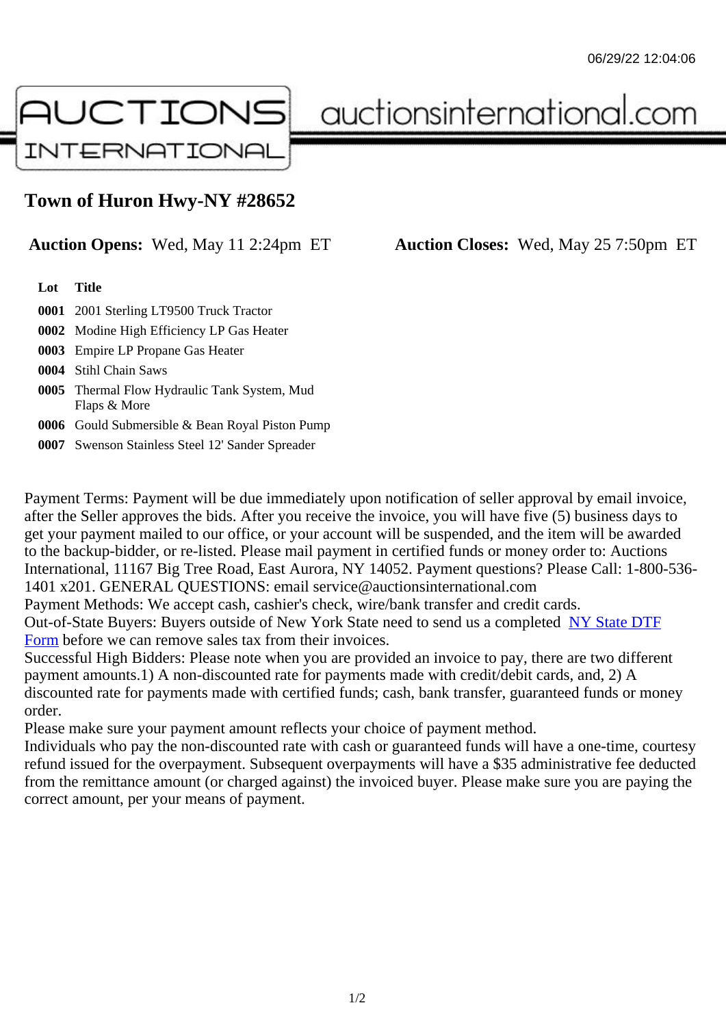# Town of Huron Hwy-NY #28652

**Auction Opens:** Wed, May 11 2:24pm ET **Auction Closes:** Wed, May 25 7:50pm ET

| Lot | Title |
|---|---|
| 0001 | 2001 Sterling LT9500 Truck Tractor |
| 0002 | Modine High Efficiency LP Gas Heater |
| 0003 | Empire LP Propane Gas Heater |
| 0004 | Stihl Chain Saws |
| 0005 | Thermal Flow Hydraulic Tank System, Mud Flaps & More |
| 0006 | Gould Submersible & Bean Royal Piston Pump |
| 0007 | Swenson Stainless Steel 12' Sander Spreader |

Payment Terms: Payment will be due immediately upon notification of seller approval by email invoice, after the Seller approves the bids. After you receive the invoice, you will have five (5) business days to get your payment mailed to our office, or your account will be suspended, and the item will be awarded to the backup-bidder, or re-listed. Please mail payment in certified funds or money order to: Auctions International, 11167 Big Tree Road, East Aurora, NY 14052. Payment questions? Please Call: 1-800-536-1401 x201. GENERAL QUESTIONS: email service@auctionsinternational.com

Payment Methods: We accept cash, cashier's check, wire/bank transfer and credit cards.

Out-of-State Buyers: Buyers outside of New York State need to send us a completed NY State DTF Form before we can remove sales tax from their invoices.

Successful High Bidders: Please note when you are provided an invoice to pay, there are two different payment amounts.1) A non-discounted rate for payments made with credit/debit cards, and, 2) A discounted rate for payments made with certified funds; cash, bank transfer, guaranteed funds or money order.

Please make sure your payment amount reflects your choice of payment method.

Individuals who pay the non-discounted rate with cash or guaranteed funds will have a one-time, courtesy refund issued for the overpayment. Subsequent overpayments will have a $35 administrative fee deducted from the remittance amount (or charged against) the invoiced buyer. Please make sure you are paying the correct amount, per your means of payment.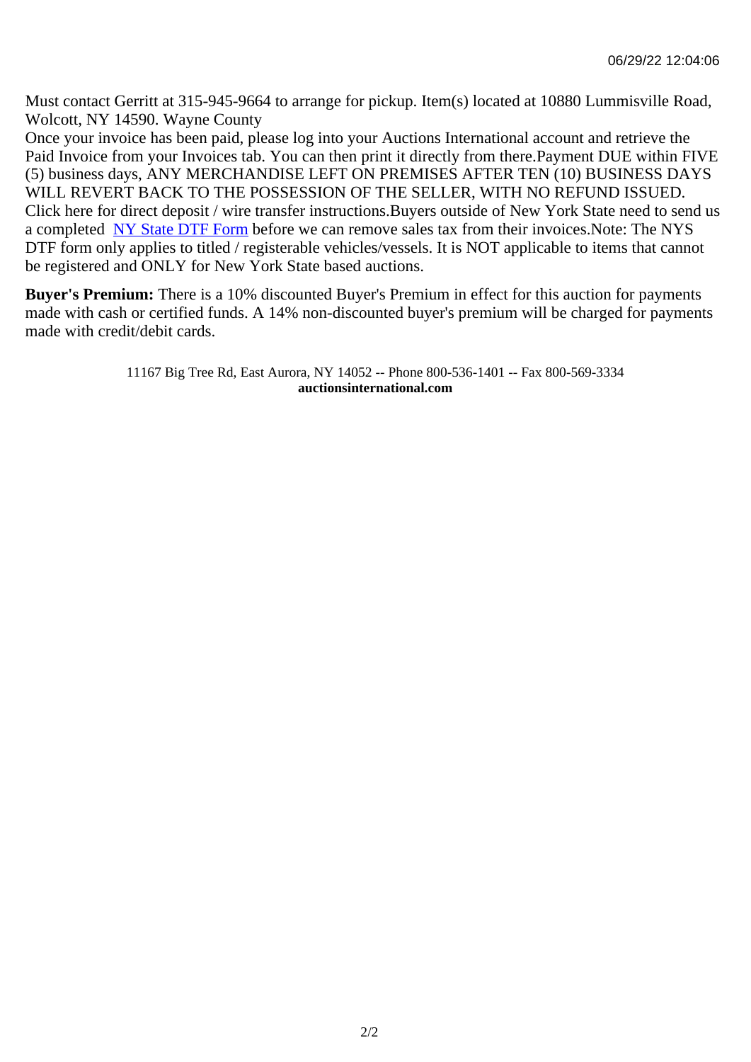Must contact Gerritt at 315-945-9664 to arrange for pickup. Item(s) located at 10880 Lummisville Road, Wolcott, NY 14590. Wayne County

Once your invoice has been paid, please log into your Auctions International account and retrieve the Paid Invoice from your Invoices tab. You can then print it directly from there.Payment DUE within FIVE (5) business days, ANY MERCHANDISE LEFT ON PREMISES AFTER TEN (10) BUSINESS DAYS WILL REVERT BACK TO THE POSSESSION OF THE SELLER, WITH NO REFUND ISSUED. Click here for direct deposit / wire transfer instructions.Buyers outside of New York State need to send us a completed NY State DTF Form before we can remove sales tax from their invoices.Note: The NYS DTF form only applies to titled / registerable vehicles/vessels. It is NOT applicable to items that cannot be registered and ONLY for New York State based auctions.

**Buyer's Premium:** There is a 10% discounted Buyer's Premium in effect for this auction for payments made with cash or certified funds. A 14% non-discounted buyer's premium will be charged for payments made with credit/debit cards.

11167 Big Tree Rd, East Aurora, NY 14052 -- Phone 800-536-1401 -- Fax 800-569-3334
**auctionsinternational.com**